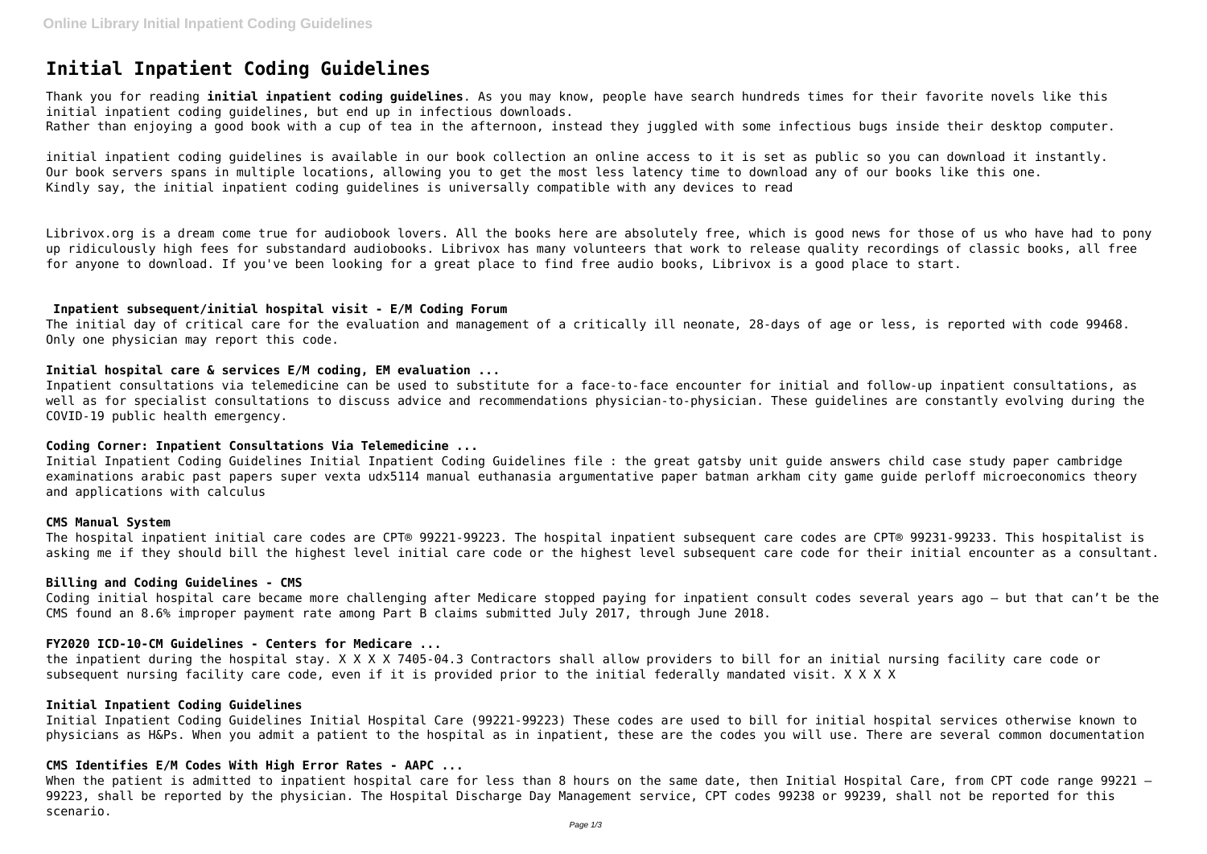# Initial Inpatient Coding Guidelines

Thank you for reading **initial inpatient coding guidelines**. As you may know, people have search hundreds times for their favorite novels like this initial inpatient coding guidelines, but end up in infectious downloads.
Rather than enjoying a good book with a cup of tea in the afternoon, instead they juggled with some infectious bugs inside their desktop computer.

initial inpatient coding guidelines is available in our book collection an online access to it is set as public so you can download it instantly.
Our book servers spans in multiple locations, allowing you to get the most less latency time to download any of our books like this one.
Kindly say, the initial inpatient coding guidelines is universally compatible with any devices to read

Librivox.org is a dream come true for audiobook lovers. All the books here are absolutely free, which is good news for those of us who have had to pony up ridiculously high fees for substandard audiobooks. Librivox has many volunteers that work to release quality recordings of classic books, all free for anyone to download. If you've been looking for a great place to find free audio books, Librivox is a good place to start.

## Inpatient subsequent/initial hospital visit - E/M Coding Forum

The initial day of critical care for the evaluation and management of a critically ill neonate, 28-days of age or less, is reported with code 99468. Only one physician may report this code.

## Initial hospital care & services E/M coding, EM evaluation ...

Inpatient consultations via telemedicine can be used to substitute for a face-to-face encounter for initial and follow-up inpatient consultations, as well as for specialist consultations to discuss advice and recommendations physician-to-physician. These guidelines are constantly evolving during the COVID-19 public health emergency.

## Coding Corner: Inpatient Consultations Via Telemedicine ...

Initial Inpatient Coding Guidelines Initial Inpatient Coding Guidelines file : the great gatsby unit guide answers child case study paper cambridge examinations arabic past papers super vexta udx5114 manual euthanasia argumentative paper batman arkham city game guide perloff microeconomics theory and applications with calculus

## CMS Manual System

The hospital inpatient initial care codes are CPT® 99221-99223. The hospital inpatient subsequent care codes are CPT® 99231-99233. This hospitalist is asking me if they should bill the highest level initial care code or the highest level subsequent care code for their initial encounter as a consultant.

## Billing and Coding Guidelines - CMS

Coding initial hospital care became more challenging after Medicare stopped paying for inpatient consult codes several years ago — but that can't be the CMS found an 8.6% improper payment rate among Part B claims submitted July 2017, through June 2018.

## FY2020 ICD-10-CM Guidelines - Centers for Medicare ...

the inpatient during the hospital stay. X X X X 7405-04.3 Contractors shall allow providers to bill for an initial nursing facility care code or subsequent nursing facility care code, even if it is provided prior to the initial federally mandated visit. X X X X

## Initial Inpatient Coding Guidelines

Initial Inpatient Coding Guidelines Initial Hospital Care (99221-99223) These codes are used to bill for initial hospital services otherwise known to physicians as H&Ps. When you admit a patient to the hospital as in inpatient, these are the codes you will use. There are several common documentation

## CMS Identifies E/M Codes With High Error Rates - AAPC ...

When the patient is admitted to inpatient hospital care for less than 8 hours on the same date, then Initial Hospital Care, from CPT code range 99221 – 99223, shall be reported by the physician. The Hospital Discharge Day Management service, CPT codes 99238 or 99239, shall not be reported for this scenario.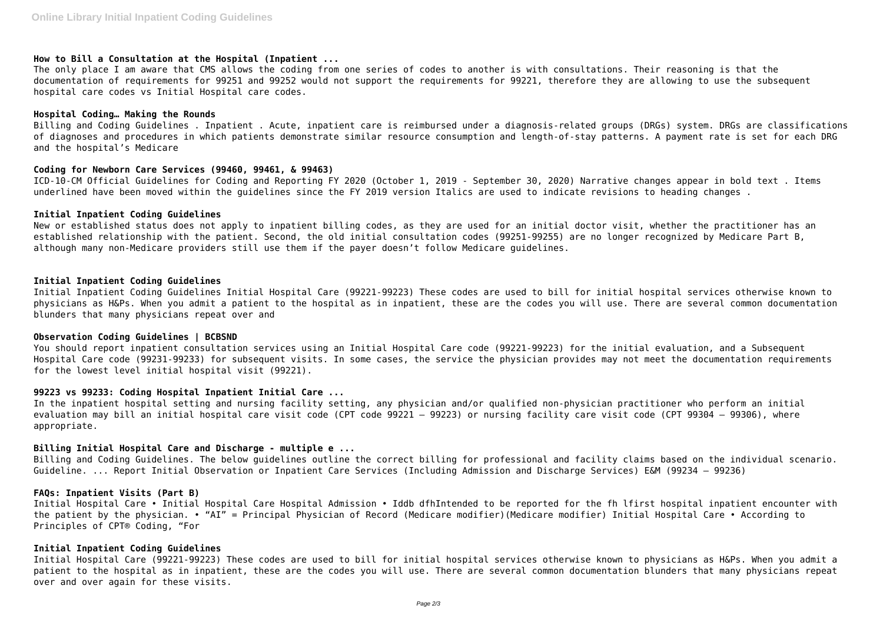### How to Bill a Consultation at the Hospital (Inpatient ...

The only place I am aware that CMS allows the coding from one series of codes to another is with consultations. Their reasoning is that the documentation of requirements for 99251 and 99252 would not support the requirements for 99221, therefore they are allowing to use the subsequent hospital care codes vs Initial Hospital care codes.

### Hospital Coding… Making the Rounds

Billing and Coding Guidelines . Inpatient . Acute, inpatient care is reimbursed under a diagnosis-related groups (DRGs) system. DRGs are classifications of diagnoses and procedures in which patients demonstrate similar resource consumption and length-of-stay patterns. A payment rate is set for each DRG and the hospital's Medicare

### Coding for Newborn Care Services (99460, 99461, & 99463)

ICD-10-CM Official Guidelines for Coding and Reporting FY 2020 (October 1, 2019 - September 30, 2020) Narrative changes appear in bold text . Items underlined have been moved within the guidelines since the FY 2019 version Italics are used to indicate revisions to heading changes .

### Initial Inpatient Coding Guidelines

New or established status does not apply to inpatient billing codes, as they are used for an initial doctor visit, whether the practitioner has an established relationship with the patient. Second, the old initial consultation codes (99251-99255) are no longer recognized by Medicare Part B, although many non-Medicare providers still use them if the payer doesn't follow Medicare guidelines.

### Initial Inpatient Coding Guidelines

Initial Inpatient Coding Guidelines Initial Hospital Care (99221-99223) These codes are used to bill for initial hospital services otherwise known to physicians as H&Ps. When you admit a patient to the hospital as in inpatient, these are the codes you will use. There are several common documentation blunders that many physicians repeat over and

### Observation Coding Guidelines | BCBSND

You should report inpatient consultation services using an Initial Hospital Care code (99221-99223) for the initial evaluation, and a Subsequent Hospital Care code (99231-99233) for subsequent visits. In some cases, the service the physician provides may not meet the documentation requirements for the lowest level initial hospital visit (99221).

### 99223 vs 99233: Coding Hospital Inpatient Initial Care ...

In the inpatient hospital setting and nursing facility setting, any physician and/or qualified non-physician practitioner who perform an initial evaluation may bill an initial hospital care visit code (CPT code 99221 – 99223) or nursing facility care visit code (CPT 99304 – 99306), where appropriate.

### Billing Initial Hospital Care and Discharge - multiple e ...

Billing and Coding Guidelines. The below guidelines outline the correct billing for professional and facility claims based on the individual scenario. Guideline. ... Report Initial Observation or Inpatient Care Services (Including Admission and Discharge Services) E&M (99234 – 99236)

### FAQs: Inpatient Visits (Part B)

Initial Hospital Care • Initial Hospital Care Hospital Admission • Iddb dfhIntended to be reported for the fh lfirst hospital inpatient encounter with the patient by the physician. • "AI" = Principal Physician of Record (Medicare modifier)(Medicare modifier) Initial Hospital Care • According to Principles of CPT® Coding, "For

### Initial Inpatient Coding Guidelines

Initial Hospital Care (99221-99223) These codes are used to bill for initial hospital services otherwise known to physicians as H&Ps. When you admit a patient to the hospital as in inpatient, these are the codes you will use. There are several common documentation blunders that many physicians repeat over and over again for these visits.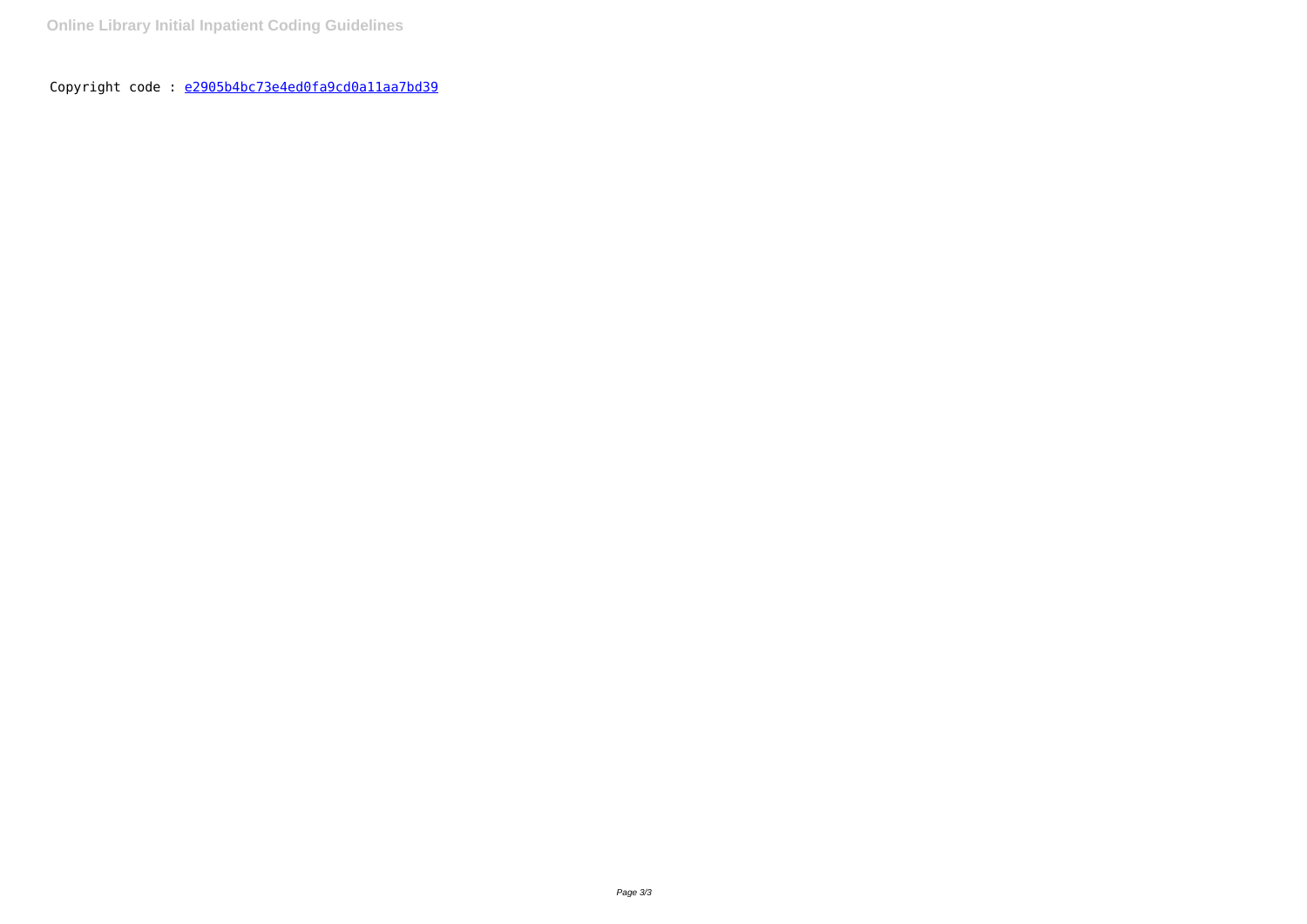Copyright code : [e2905b4bc73e4ed0fa9cd0a11aa7bd39]